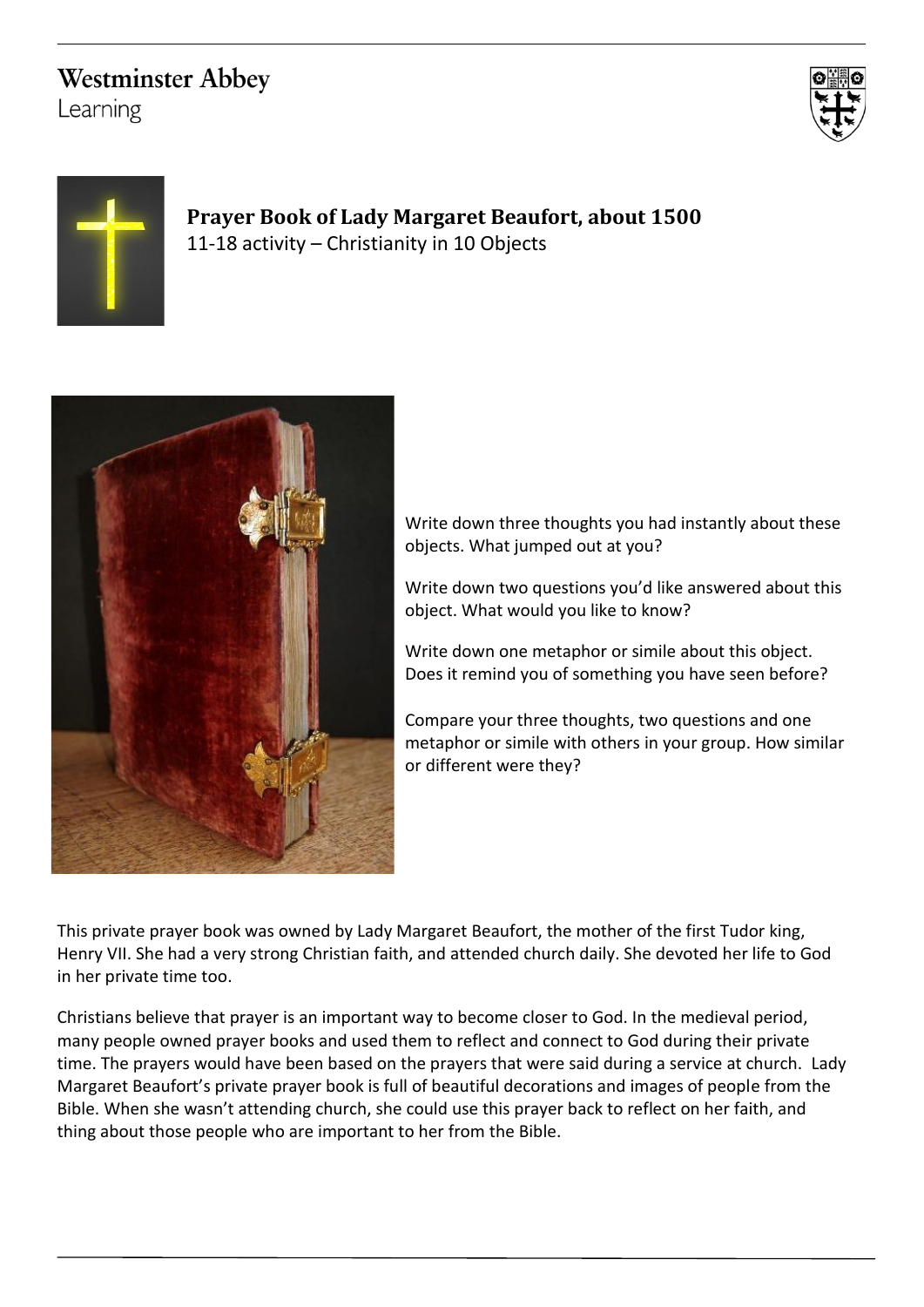Westminster Abbey
Learning

## Prayer Book of Lady Margaret Beaufort, about 1500

11-18 activity – Christianity in 10 Objects

Write down three thoughts you had instantly about these objects. What jumped out at you?

Write down two questions you'd like answered about this object. What would you like to know?

Write down one metaphor or simile about this object. Does it remind you of something you have seen before?

Compare your three thoughts, two questions and one metaphor or simile with others in your group. How similar or different were they?

This private prayer book was owned by Lady Margaret Beaufort, the mother of the first Tudor king, Henry VII. She had a very strong Christian faith, and attended church daily. She devoted her life to God in her private time too.

Christians believe that prayer is an important way to become closer to God. In the medieval period, many people owned prayer books and used them to reflect and connect to God during their private time. The prayers would have been based on the prayers that were said during a service at church. Lady Margaret Beaufort's private prayer book is full of beautiful decorations and images of people from the Bible. When she wasn't attending church, she could use this prayer back to reflect on her faith, and thing about those people who are important to her from the Bible.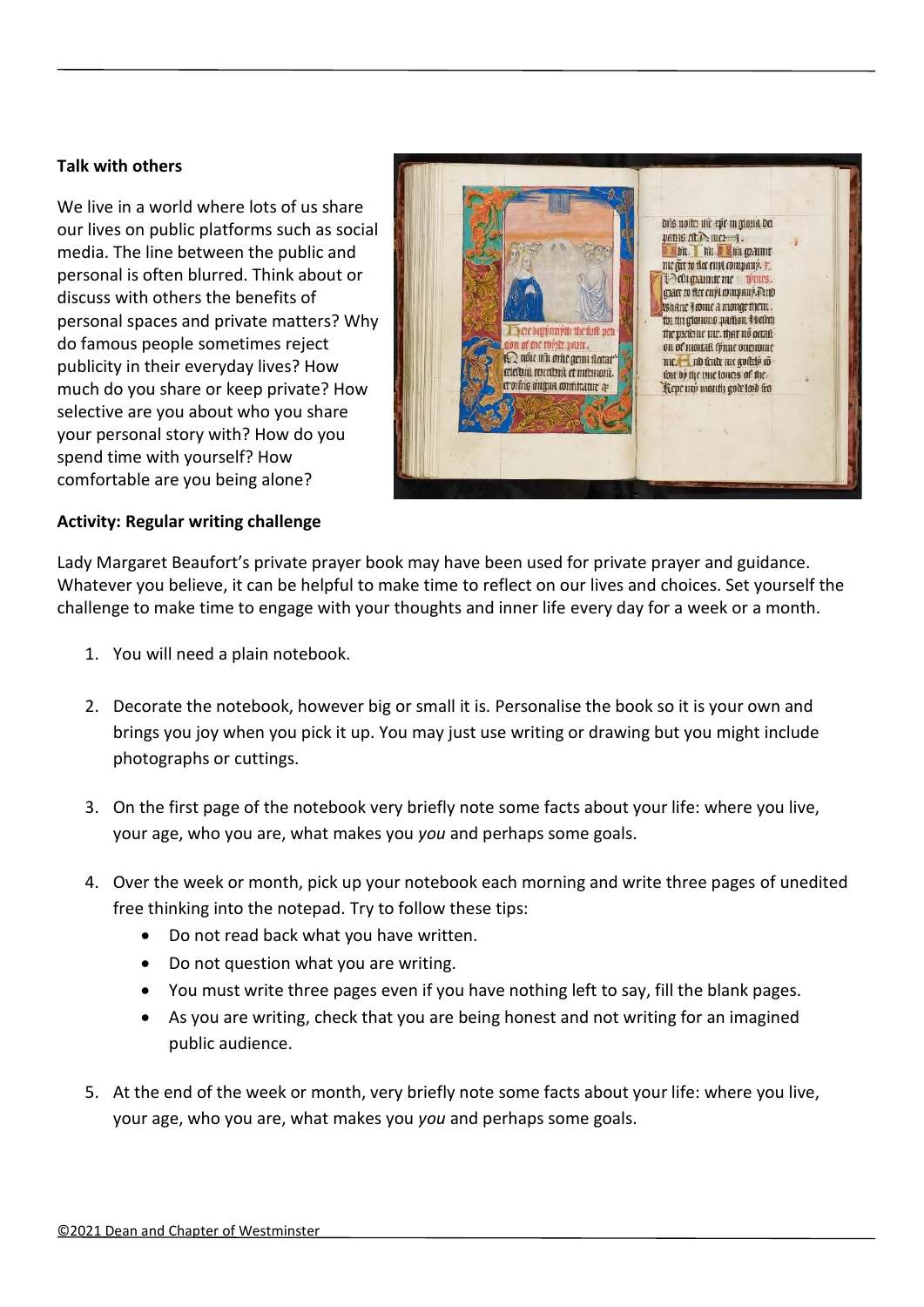**Talk with others**

We live in a world where lots of us share our lives on public platforms such as social media. The line between the public and personal is often blurred. Think about or discuss with others the benefits of personal spaces and private matters? Why do famous people sometimes reject publicity in their everyday lives? How much do you share or keep private? How selective are you about who you share your personal story with? How do you spend time with yourself? How comfortable are you being alone?

**Activity: Regular writing challenge**

Lady Margaret Beaufort's private prayer book may have been used for private prayer and guidance. Whatever you believe, it can be helpful to make time to reflect on our lives and choices. Set yourself the challenge to make time to engage with your thoughts and inner life every day for a week or a month.

1. You will need a plain notebook.

2. Decorate the notebook, however big or small it is. Personalise the book so it is your own and brings you joy when you pick it up. You may just use writing or drawing but you might include photographs or cuttings.

3. On the first page of the notebook very briefly note some facts about your life: where you live, your age, who you are, what makes you *you* and perhaps some goals.

4. Over the week or month, pick up your notebook each morning and write three pages of unedited free thinking into the notepad. Try to follow these tips:
   - Do not read back what you have written.
   - Do not question what you are writing.
   - You must write three pages even if you have nothing left to say, fill the blank pages.
   - As you are writing, check that you are being honest and not writing for an imagined public audience.

5. At the end of the week or month, very briefly note some facts about your life: where you live, your age, who you are, what makes you *you* and perhaps some goals.

©2021 Dean and Chapter of Westminster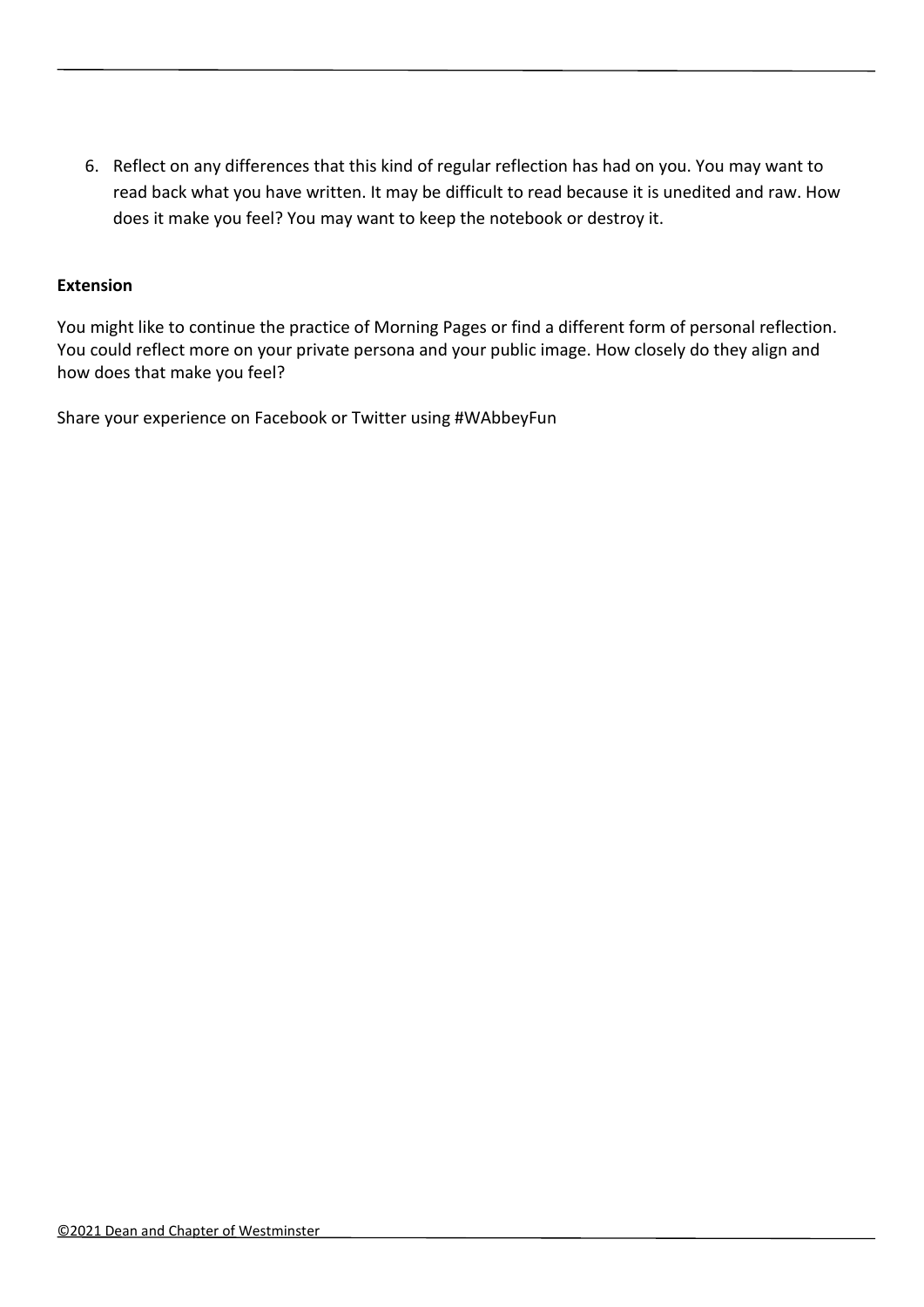6. Reflect on any differences that this kind of regular reflection has had on you. You may want to read back what you have written. It may be difficult to read because it is unedited and raw. How does it make you feel? You may want to keep the notebook or destroy it.

**Extension**

You might like to continue the practice of Morning Pages or find a different form of personal reflection. You could reflect more on your private persona and your public image. How closely do they align and how does that make you feel?

Share your experience on Facebook or Twitter using #WAbbeyFun